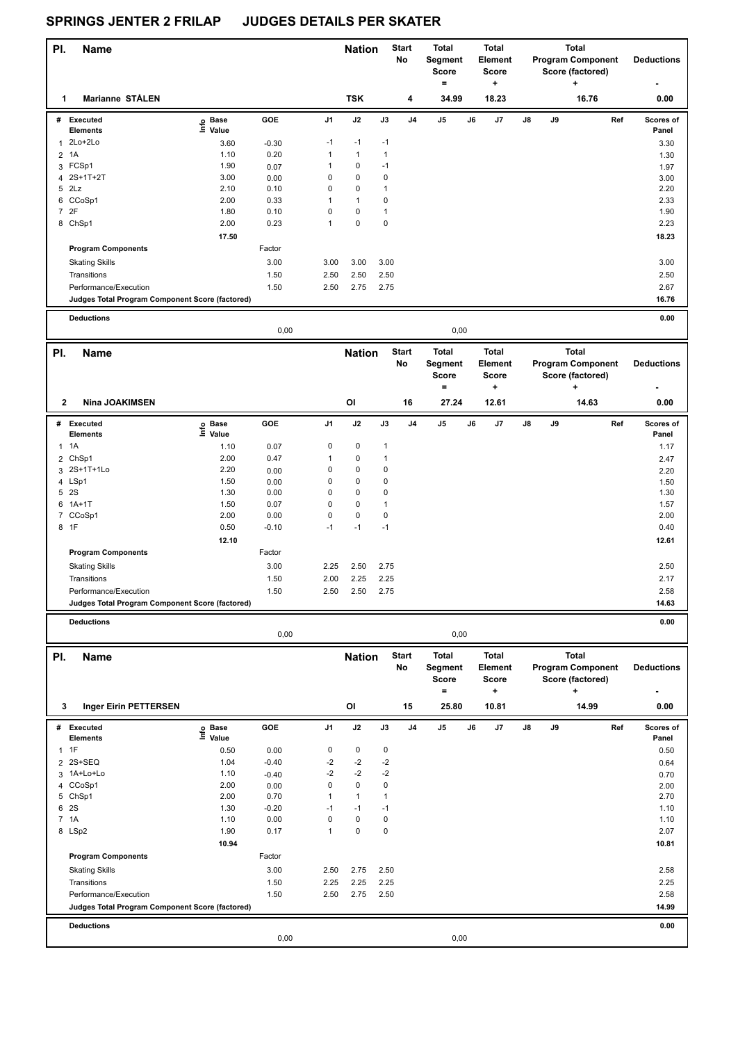# SPRINGS JENTER 2 FRILAP JUDGES DETAILS PER SKATER

| Pl. | Name | Nation | Start No | Total Segment Score = | Total Element Score + | Total Program Component Score (factored) + | Deductions - |
|---|---|---|---|---|---|---|---|
| 1 | Marianne STÅLEN | TSK | 4 | 34.99 | 18.23 | 16.76 | 0.00 |

| # | Executed Elements | Info | Base Value | GOE | J1 | J2 | J3 | J4 | J5 | J6 | J7 | J8 | J9 | Ref | Scores of Panel |
|---|---|---|---|---|---|---|---|---|---|---|---|---|---|---|---|
| 1 | 2Lo+2Lo | | 3.60 | -0.30 | -1 | -1 | -1 | | | | | | | | 3.30 |
| 2 | 1A | | 1.10 | 0.20 | 1 | 1 | 1 | | | | | | | | 1.30 |
| 3 | FCSp1 | | 1.90 | 0.07 | 1 | 0 | -1 | | | | | | | | 1.97 |
| 4 | 2S+1T+2T | | 3.00 | 0.00 | 0 | 0 | 0 | | | | | | | | 3.00 |
| 5 | 2Lz | | 2.10 | 0.10 | 0 | 0 | 1 | | | | | | | | 2.20 |
| 6 | CCoSp1 | | 2.00 | 0.33 | 1 | 1 | 0 | | | | | | | | 2.33 |
| 7 | 2F | | 1.80 | 0.10 | 0 | 0 | 1 | | | | | | | | 1.90 |
| 8 | ChSp1 | | 2.00 | 0.23 | 1 | 0 | 0 | | | | | | | | 2.23 |
| | | | 17.50 | | | | | | | | | | | | 18.23 |
| | Program Components | | | Factor | | | | | | | | | | | |
| | Skating Skills | | | 3.00 | 3.00 | 3.00 | 3.00 | | | | | | | | 3.00 |
| | Transitions | | | 1.50 | 2.50 | 2.50 | 2.50 | | | | | | | | 2.50 |
| | Performance/Execution | | | 1.50 | 2.50 | 2.75 | 2.75 | | | | | | | | 2.67 |
| | Judges Total Program Component Score (factored) | | | | | | | | | | | | | | 16.76 |
| | Deductions | | | 0,00 | | | | | 0,00 | | | | | | 0.00 |

| Pl. | Name | Nation | Start No | Total Segment Score = | Total Element Score + | Total Program Component Score (factored) + | Deductions - |
|---|---|---|---|---|---|---|---|
| 2 | Nina JOAKIMSEN | OI | 16 | 27.24 | 12.61 | 14.63 | 0.00 |

| # | Executed Elements | Info | Base Value | GOE | J1 | J2 | J3 | J4 | J5 | J6 | J7 | J8 | J9 | Ref | Scores of Panel |
|---|---|---|---|---|---|---|---|---|---|---|---|---|---|---|---|
| 1 | 1A | | 1.10 | 0.07 | 0 | 0 | 1 | | | | | | | | 1.17 |
| 2 | ChSp1 | | 2.00 | 0.47 | 1 | 0 | 1 | | | | | | | | 2.47 |
| 3 | 2S+1T+1Lo | | 2.20 | 0.00 | 0 | 0 | 0 | | | | | | | | 2.20 |
| 4 | LSp1 | | 1.50 | 0.00 | 0 | 0 | 0 | | | | | | | | 1.50 |
| 5 | 2S | | 1.30 | 0.00 | 0 | 0 | 0 | | | | | | | | 1.30 |
| 6 | 1A+1T | | 1.50 | 0.07 | 0 | 0 | 1 | | | | | | | | 1.57 |
| 7 | CCoSp1 | | 2.00 | 0.00 | 0 | 0 | 0 | | | | | | | | 2.00 |
| 8 | 1F | | 0.50 | -0.10 | -1 | -1 | -1 | | | | | | | | 0.40 |
| | | | 12.10 | | | | | | | | | | | | 12.61 |
| | Program Components | | | Factor | | | | | | | | | | | |
| | Skating Skills | | | 3.00 | 2.25 | 2.50 | 2.75 | | | | | | | | 2.50 |
| | Transitions | | | 1.50 | 2.00 | 2.25 | 2.25 | | | | | | | | 2.17 |
| | Performance/Execution | | | 1.50 | 2.50 | 2.50 | 2.75 | | | | | | | | 2.58 |
| | Judges Total Program Component Score (factored) | | | | | | | | | | | | | | 14.63 |
| | Deductions | | | 0,00 | | | | | 0,00 | | | | | | 0.00 |

| Pl. | Name | Nation | Start No | Total Segment Score = | Total Element Score + | Total Program Component Score (factored) + | Deductions - |
|---|---|---|---|---|---|---|---|
| 3 | Inger Eirin PETTERSEN | OI | 15 | 25.80 | 10.81 | 14.99 | 0.00 |

| # | Executed Elements | Info | Base Value | GOE | J1 | J2 | J3 | J4 | J5 | J6 | J7 | J8 | J9 | Ref | Scores of Panel |
|---|---|---|---|---|---|---|---|---|---|---|---|---|---|---|---|
| 1 | 1F | | 0.50 | 0.00 | 0 | 0 | 0 | | | | | | | | 0.50 |
| 2 | 2S+SEQ | | 1.04 | -0.40 | -2 | -2 | -2 | | | | | | | | 0.64 |
| 3 | 1A+Lo+Lo | | 1.10 | -0.40 | -2 | -2 | -2 | | | | | | | | 0.70 |
| 4 | CCoSp1 | | 2.00 | 0.00 | 0 | 0 | 0 | | | | | | | | 2.00 |
| 5 | ChSp1 | | 2.00 | 0.70 | 1 | 1 | 1 | | | | | | | | 2.70 |
| 6 | 2S | | 1.30 | -0.20 | -1 | -1 | -1 | | | | | | | | 1.10 |
| 7 | 1A | | 1.10 | 0.00 | 0 | 0 | 0 | | | | | | | | 1.10 |
| 8 | LSp2 | | 1.90 | 0.17 | 1 | 0 | 0 | | | | | | | | 2.07 |
| | | | 10.94 | | | | | | | | | | | | 10.81 |
| | Program Components | | | Factor | | | | | | | | | | | |
| | Skating Skills | | | 3.00 | 2.50 | 2.75 | 2.50 | | | | | | | | 2.58 |
| | Transitions | | | 1.50 | 2.25 | 2.25 | 2.25 | | | | | | | | 2.25 |
| | Performance/Execution | | | 1.50 | 2.50 | 2.75 | 2.50 | | | | | | | | 2.58 |
| | Judges Total Program Component Score (factored) | | | | | | | | | | | | | | 14.99 |
| | Deductions | | | 0,00 | | | | | 0,00 | | | | | | 0.00 |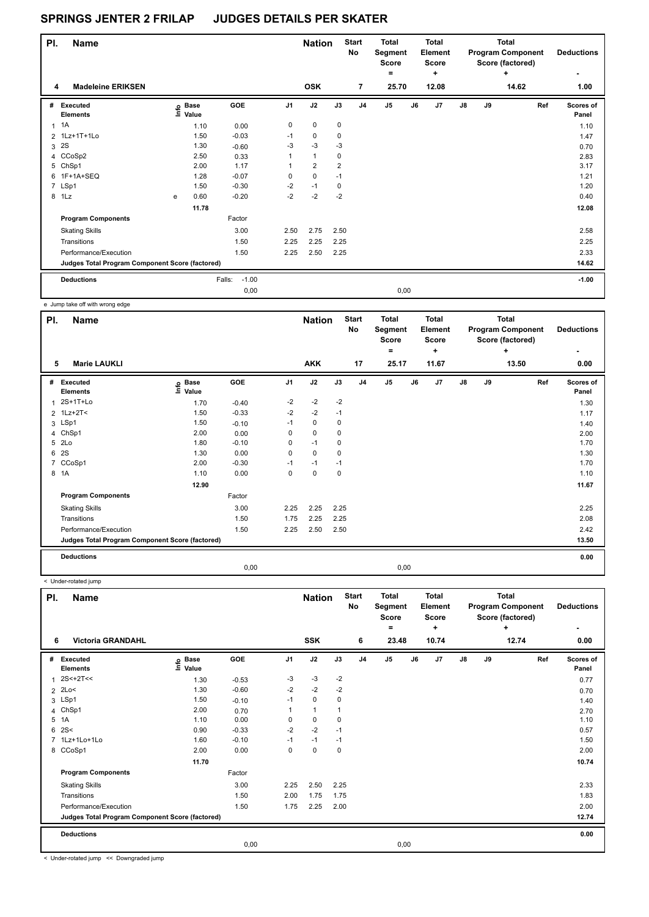# SPRINGS JENTER 2 FRILAP JUDGES DETAILS PER SKATER

| Pl. | Name | Nation | Start No | Total Segment Score = | Total Element Score + | Total Program Component Score (factored) + | Deductions - |
|---|---|---|---|---|---|---|---|
| 4 | Madeleine ERIKSEN | OSK | 7 | 25.70 | 12.08 | 14.62 | 1.00 |

| # | Executed Elements | Info | Base Value | GOE | J1 | J2 | J3 | J4 | J5 | J6 | J7 | J8 | J9 | Ref | Scores of Panel |
|---|---|---|---|---|---|---|---|---|---|---|---|---|---|---|---|
| 1 | 1A | | 1.10 | 0.00 | 0 | 0 | 0 | | | | | | | | 1.10 |
| 2 | 1Lz+1T+1Lo | | 1.50 | -0.03 | -1 | 0 | 0 | | | | | | | | 1.47 |
| 3 | 2S | | 1.30 | -0.60 | -3 | -3 | -3 | | | | | | | | 0.70 |
| 4 | CCoSp2 | | 2.50 | 0.33 | 1 | 1 | 0 | | | | | | | | 2.83 |
| 5 | ChSp1 | | 2.00 | 1.17 | 1 | 2 | 2 | | | | | | | | 3.17 |
| 6 | 1F+1A+SEQ | | 1.28 | -0.07 | 0 | 0 | -1 | | | | | | | | 1.21 |
| 7 | LSp1 | | 1.50 | -0.30 | -2 | -1 | 0 | | | | | | | | 1.20 |
| 8 | 1Lz | e | 0.60 | -0.20 | -2 | -2 | -2 | | | | | | | | 0.40 |
| | | | 11.78 | | | | | | | | | | | | 12.08 |
| | Program Components | | | Factor | | | | | | | | | | | |
| | Skating Skills | | | 3.00 | 2.50 | 2.75 | 2.50 | | | | | | | | 2.58 |
| | Transitions | | | 1.50 | 2.25 | 2.25 | 2.25 | | | | | | | | 2.25 |
| | Performance/Execution | | | 1.50 | 2.25 | 2.50 | 2.25 | | | | | | | | 2.33 |
| | Judges Total Program Component Score (factored) | | | | | | | | | | | | | | 14.62 |
| | Deductions | | Falls: | -1.00 | | | | | | | | | | | -1.00 |
| | | | | 0,00 | | | | | 0,00 | | | | | | |

e Jump take off with wrong edge

| Pl. | Name | Nation | Start No | Total Segment Score = | Total Element Score + | Total Program Component Score (factored) + | Deductions - |
|---|---|---|---|---|---|---|---|
| 5 | Marie LAUKLI | AKK | 17 | 25.17 | 11.67 | 13.50 | 0.00 |

| # | Executed Elements | Info | Base Value | GOE | J1 | J2 | J3 | J4 | J5 | J6 | J7 | J8 | J9 | Ref | Scores of Panel |
|---|---|---|---|---|---|---|---|---|---|---|---|---|---|---|---|
| 1 | 2S+1T+Lo | | 1.70 | -0.40 | -2 | -2 | -2 | | | | | | | | 1.30 |
| 2 | 1Lz+2T< | | 1.50 | -0.33 | -2 | -2 | -1 | | | | | | | | 1.17 |
| 3 | LSp1 | | 1.50 | -0.10 | -1 | 0 | 0 | | | | | | | | 1.40 |
| 4 | ChSp1 | | 2.00 | 0.00 | 0 | 0 | 0 | | | | | | | | 2.00 |
| 5 | 2Lo | | 1.80 | -0.10 | 0 | -1 | 0 | | | | | | | | 1.70 |
| 6 | 2S | | 1.30 | 0.00 | 0 | 0 | 0 | | | | | | | | 1.30 |
| 7 | CCoSp1 | | 2.00 | -0.30 | -1 | -1 | -1 | | | | | | | | 1.70 |
| 8 | 1A | | 1.10 | 0.00 | 0 | 0 | 0 | | | | | | | | 1.10 |
| | | | 12.90 | | | | | | | | | | | | 11.67 |
| | Program Components | | | Factor | | | | | | | | | | | |
| | Skating Skills | | | 3.00 | 2.25 | 2.25 | 2.25 | | | | | | | | 2.25 |
| | Transitions | | | 1.50 | 1.75 | 2.25 | 2.25 | | | | | | | | 2.08 |
| | Performance/Execution | | | 1.50 | 2.25 | 2.50 | 2.50 | | | | | | | | 2.42 |
| | Judges Total Program Component Score (factored) | | | | | | | | | | | | | | 13.50 |
| | Deductions | | | | | | | | | | | | | | 0.00 |
| | | | | 0,00 | | | | | 0,00 | | | | | | |

< Under-rotated jump

| Pl. | Name | Nation | Start No | Total Segment Score = | Total Element Score + | Total Program Component Score (factored) + | Deductions - |
|---|---|---|---|---|---|---|---|
| 6 | Victoria GRANDAHL | SSK | 6 | 23.48 | 10.74 | 12.74 | 0.00 |

| # | Executed Elements | Info | Base Value | GOE | J1 | J2 | J3 | J4 | J5 | J6 | J7 | J8 | J9 | Ref | Scores of Panel |
|---|---|---|---|---|---|---|---|---|---|---|---|---|---|---|---|
| 1 | 2S<+2T<< | | 1.30 | -0.53 | -3 | -3 | -2 | | | | | | | | 0.77 |
| 2 | 2Lo< | | 1.30 | -0.60 | -2 | -2 | -2 | | | | | | | | 0.70 |
| 3 | LSp1 | | 1.50 | -0.10 | -1 | 0 | 0 | | | | | | | | 1.40 |
| 4 | ChSp1 | | 2.00 | 0.70 | 1 | 1 | 1 | | | | | | | | 2.70 |
| 5 | 1A | | 1.10 | 0.00 | 0 | 0 | 0 | | | | | | | | 1.10 |
| 6 | 2S< | | 0.90 | -0.33 | -2 | -2 | -1 | | | | | | | | 0.57 |
| 7 | 1Lz+1Lo+1Lo | | 1.60 | -0.10 | -1 | -1 | -1 | | | | | | | | 1.50 |
| 8 | CCoSp1 | | 2.00 | 0.00 | 0 | 0 | 0 | | | | | | | | 2.00 |
| | | | 11.70 | | | | | | | | | | | | 10.74 |
| | Program Components | | | Factor | | | | | | | | | | | |
| | Skating Skills | | | 3.00 | 2.25 | 2.50 | 2.25 | | | | | | | | 2.33 |
| | Transitions | | | 1.50 | 2.00 | 1.75 | 1.75 | | | | | | | | 1.83 |
| | Performance/Execution | | | 1.50 | 1.75 | 2.25 | 2.00 | | | | | | | | 2.00 |
| | Judges Total Program Component Score (factored) | | | | | | | | | | | | | | 12.74 |
| | Deductions | | | | | | | | | | | | | | 0.00 |
| | | | | 0,00 | | | | | 0,00 | | | | | | |

< Under-rotated jump << Downgraded jump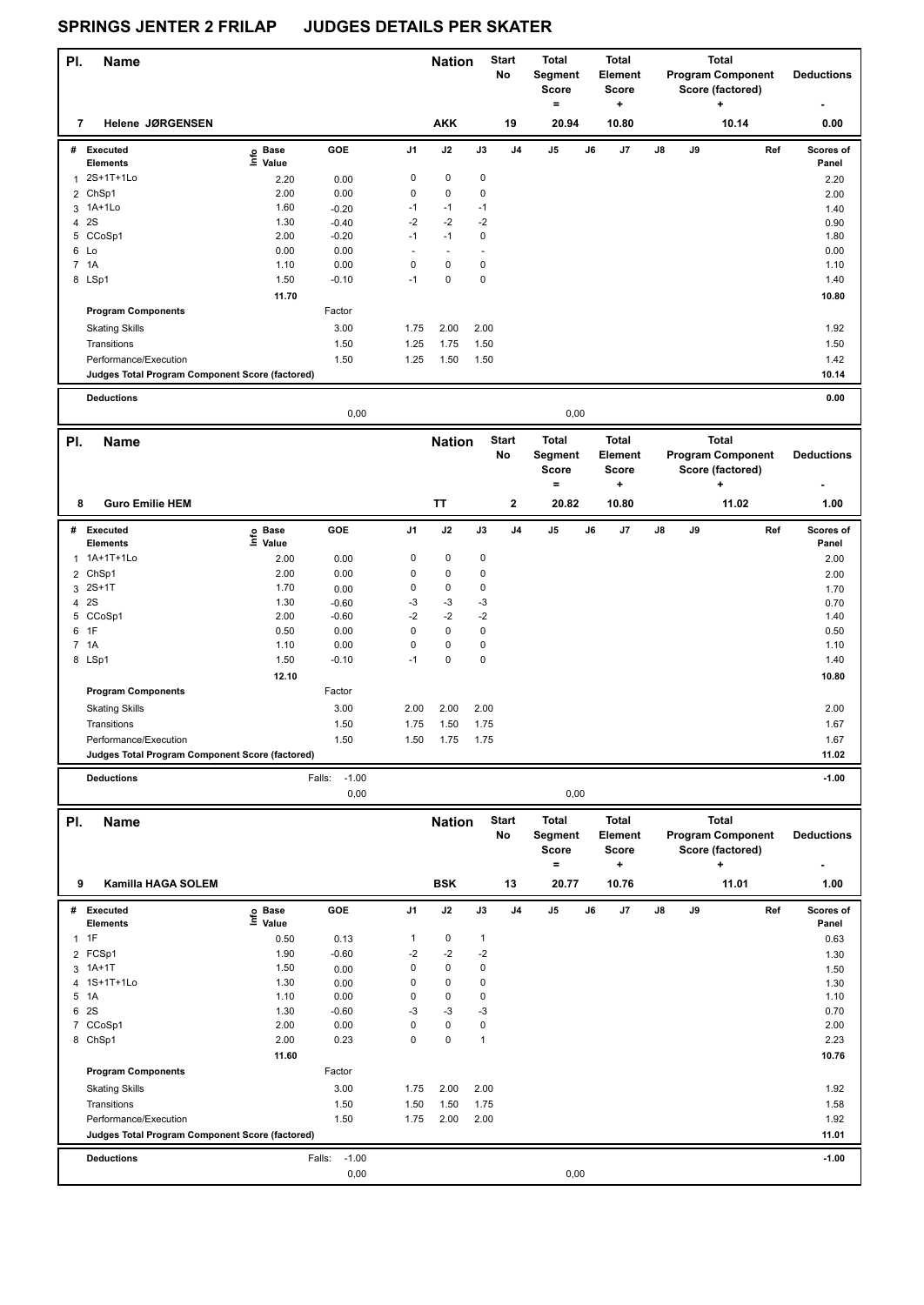# SPRINGS JENTER 2 FRILAP JUDGES DETAILS PER SKATER

| Pl. | Name | Nation | Start No | Total Segment Score = | Total Element Score + | Total Program Component Score (factored) + | Deductions - |
|---|---|---|---|---|---|---|---|
| 7 | Helene JØRGENSEN | AKK | 19 | 20.94 | 10.80 | 10.14 | 0.00 |

| # | Executed Elements | Info | Base Value | GOE | J1 | J2 | J3 | J4 | J5 | J6 | J7 | J8 | J9 | Ref | Scores of Panel |
|---|---|---|---|---|---|---|---|---|---|---|---|---|---|---|---|
| 1 | 2S+1T+1Lo | | 2.20 | 0.00 | 0 | 0 | 0 | | | | | | | | 2.20 |
| 2 | ChSp1 | | 2.00 | 0.00 | 0 | 0 | 0 | | | | | | | | 2.00 |
| 3 | 1A+1Lo | | 1.60 | -0.20 | -1 | -1 | -1 | | | | | | | | 1.40 |
| 4 | 2S | | 1.30 | -0.40 | -2 | -2 | -2 | | | | | | | | 0.90 |
| 5 | CCoSp1 | | 2.00 | -0.20 | -1 | -1 | 0 | | | | | | | | 1.80 |
| 6 | Lo | | 0.00 | 0.00 | - | - | - | | | | | | | | 0.00 |
| 7 | 1A | | 1.10 | 0.00 | 0 | 0 | 0 | | | | | | | | 1.10 |
| 8 | LSp1 | | 1.50 | -0.10 | -1 | 0 | 0 | | | | | | | | 1.40 |
| | | | 11.70 | | | | | | | | | | | | 10.80 |
| | **Program Components** | | | Factor | | | | | | | | | | | |
| | Skating Skills | | | 3.00 | 1.75 | 2.00 | 2.00 | | | | | | | | 1.92 |
| | Transitions | | | 1.50 | 1.25 | 1.75 | 1.50 | | | | | | | | 1.50 |
| | Performance/Execution | | | 1.50 | 1.25 | 1.50 | 1.50 | | | | | | | | 1.42 |
| | **Judges Total Program Component Score (factored)** | | | | | | | | | | | | | | 10.14 |
| | **Deductions** | | | | | | | | | | | | | | 0.00 |
| | | | | 0,00 | | | | | 0,00 | | | | | | |

| Pl. | Name | Nation | Start No | Total Segment Score = | Total Element Score + | Total Program Component Score (factored) + | Deductions - |
|---|---|---|---|---|---|---|---|
| 8 | Guro Emilie HEM | TT | 2 | 20.82 | 10.80 | 11.02 | 1.00 |

| # | Executed Elements | Info | Base Value | GOE | J1 | J2 | J3 | J4 | J5 | J6 | J7 | J8 | J9 | Ref | Scores of Panel |
|---|---|---|---|---|---|---|---|---|---|---|---|---|---|---|---|
| 1 | 1A+1T+1Lo | | 2.00 | 0.00 | 0 | 0 | 0 | | | | | | | | 2.00 |
| 2 | ChSp1 | | 2.00 | 0.00 | 0 | 0 | 0 | | | | | | | | 2.00 |
| 3 | 2S+1T | | 1.70 | 0.00 | 0 | 0 | 0 | | | | | | | | 1.70 |
| 4 | 2S | | 1.30 | -0.60 | -3 | -3 | -3 | | | | | | | | 0.70 |
| 5 | CCoSp1 | | 2.00 | -0.60 | -2 | -2 | -2 | | | | | | | | 1.40 |
| 6 | 1F | | 0.50 | 0.00 | 0 | 0 | 0 | | | | | | | | 0.50 |
| 7 | 1A | | 1.10 | 0.00 | 0 | 0 | 0 | | | | | | | | 1.10 |
| 8 | LSp1 | | 1.50 | -0.10 | -1 | 0 | 0 | | | | | | | | 1.40 |
| | | | 12.10 | | | | | | | | | | | | 10.80 |
| | **Program Components** | | | Factor | | | | | | | | | | | |
| | Skating Skills | | | 3.00 | 2.00 | 2.00 | 2.00 | | | | | | | | 2.00 |
| | Transitions | | | 1.50 | 1.75 | 1.50 | 1.75 | | | | | | | | 1.67 |
| | Performance/Execution | | | 1.50 | 1.50 | 1.75 | 1.75 | | | | | | | | 1.67 |
| | **Judges Total Program Component Score (factored)** | | | | | | | | | | | | | | 11.02 |
| | **Deductions** | | | Falls: -1.00 | | | | | | | | | | | -1.00 |
| | | | | 0,00 | | | | | 0,00 | | | | | | |

| Pl. | Name | Nation | Start No | Total Segment Score = | Total Element Score + | Total Program Component Score (factored) + | Deductions - |
|---|---|---|---|---|---|---|---|
| 9 | Kamilla HAGA SOLEM | BSK | 13 | 20.77 | 10.76 | 11.01 | 1.00 |

| # | Executed Elements | Info | Base Value | GOE | J1 | J2 | J3 | J4 | J5 | J6 | J7 | J8 | J9 | Ref | Scores of Panel |
|---|---|---|---|---|---|---|---|---|---|---|---|---|---|---|---|
| 1 | 1F | | 0.50 | 0.13 | 1 | 0 | 1 | | | | | | | | 0.63 |
| 2 | FCSp1 | | 1.90 | -0.60 | -2 | -2 | -2 | | | | | | | | 1.30 |
| 3 | 1A+1T | | 1.50 | 0.00 | 0 | 0 | 0 | | | | | | | | 1.50 |
| 4 | 1S+1T+1Lo | | 1.30 | 0.00 | 0 | 0 | 0 | | | | | | | | 1.30 |
| 5 | 1A | | 1.10 | 0.00 | 0 | 0 | 0 | | | | | | | | 1.10 |
| 6 | 2S | | 1.30 | -0.60 | -3 | -3 | -3 | | | | | | | | 0.70 |
| 7 | CCoSp1 | | 2.00 | 0.00 | 0 | 0 | 0 | | | | | | | | 2.00 |
| 8 | ChSp1 | | 2.00 | 0.23 | 0 | 0 | 1 | | | | | | | | 2.23 |
| | | | 11.60 | | | | | | | | | | | | 10.76 |
| | **Program Components** | | | Factor | | | | | | | | | | | |
| | Skating Skills | | | 3.00 | 1.75 | 2.00 | 2.00 | | | | | | | | 1.92 |
| | Transitions | | | 1.50 | 1.50 | 1.50 | 1.75 | | | | | | | | 1.58 |
| | Performance/Execution | | | 1.50 | 1.75 | 2.00 | 2.00 | | | | | | | | 1.92 |
| | **Judges Total Program Component Score (factored)** | | | | | | | | | | | | | | 11.01 |
| | **Deductions** | | | Falls: -1.00 | | | | | | | | | | | -1.00 |
| | | | | 0,00 | | | | | 0,00 | | | | | | |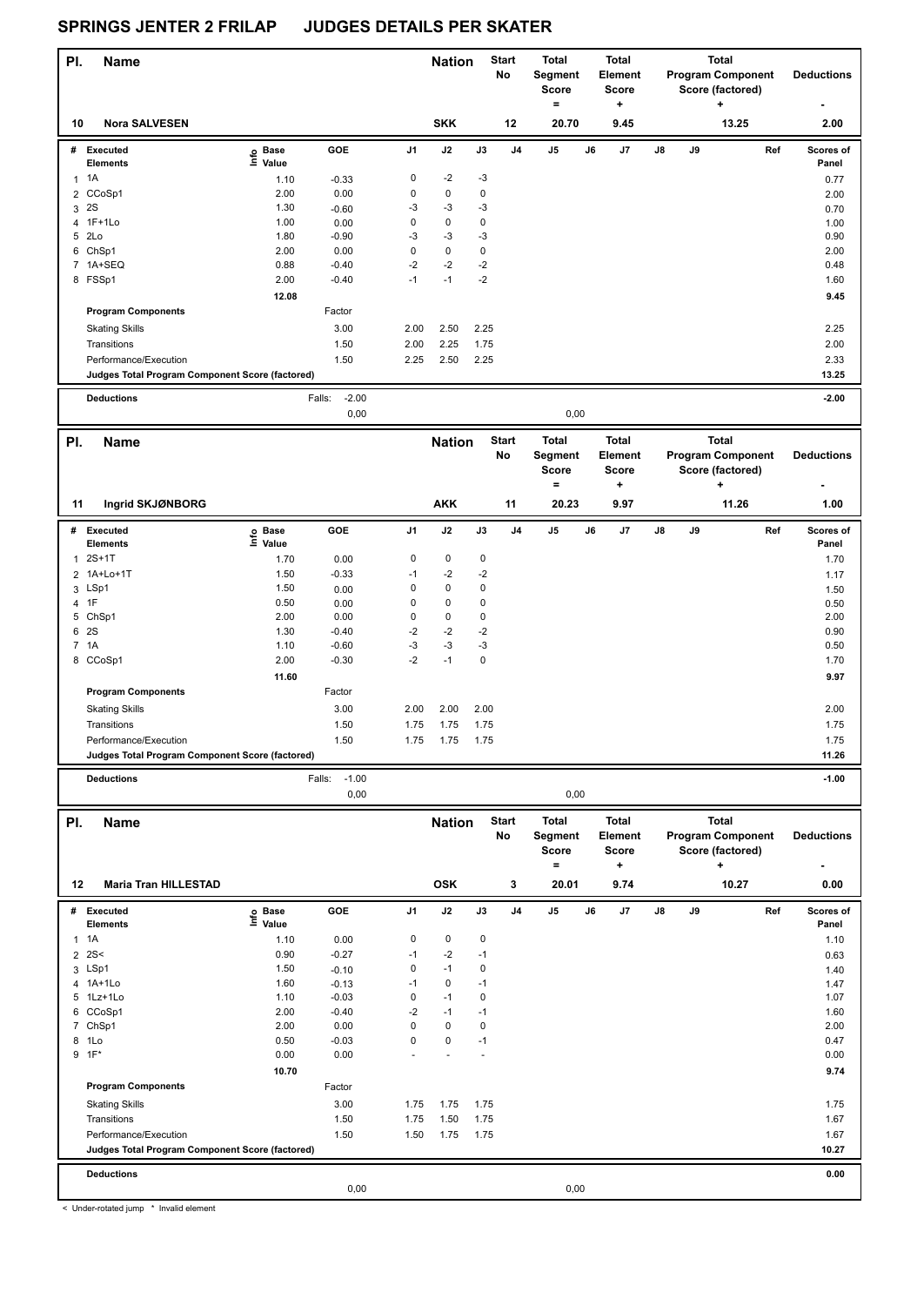# SPRINGS JENTER 2 FRILAP JUDGES DETAILS PER SKATER

| Pl. | Name | Nation | Start No | Total Segment Score = | Total Element Score + | Total Program Component Score (factored) + | Deductions - |
|---|---|---|---|---|---|---|---|
| 10 | Nora SALVESEN | SKK | 12 | 20.70 | 9.45 | 13.25 | 2.00 |

| # | Executed Elements | Info | Base Value | GOE | J1 | J2 | J3 | J4 | J5 | J6 | J7 | J8 | J9 | Ref | Scores of Panel |
|---|---|---|---|---|---|---|---|---|---|---|---|---|---|---|---|
| 1 | 1A | | 1.10 | -0.33 | 0 | -2 | -3 | | | | | | | | 0.77 |
| 2 | CCoSp1 | | 2.00 | 0.00 | 0 | 0 | 0 | | | | | | | | 2.00 |
| 3 | 2S | | 1.30 | -0.60 | -3 | -3 | -3 | | | | | | | | 0.70 |
| 4 | 1F+1Lo | | 1.00 | 0.00 | 0 | 0 | 0 | | | | | | | | 1.00 |
| 5 | 2Lo | | 1.80 | -0.90 | -3 | -3 | -3 | | | | | | | | 0.90 |
| 6 | ChSp1 | | 2.00 | 0.00 | 0 | 0 | 0 | | | | | | | | 2.00 |
| 7 | 1A+SEQ | | 0.88 | -0.40 | -2 | -2 | -2 | | | | | | | | 0.48 |
| 8 | FSSp1 | | 2.00 | -0.40 | -1 | -1 | -2 | | | | | | | | 1.60 |
| | | | 12.08 | | | | | | | | | | | | 9.45 |
| | **Program Components** | | | Factor | | | | | | | | | | | |
| | Skating Skills | | | 3.00 | 2.00 | 2.50 | 2.25 | | | | | | | | 2.25 |
| | Transitions | | | 1.50 | 2.00 | 2.25 | 1.75 | | | | | | | | 2.00 |
| | Performance/Execution | | | 1.50 | 2.25 | 2.50 | 2.25 | | | | | | | | 2.33 |
| | **Judges Total Program Component Score (factored)** | | | | | | | | | | | | | | 13.25 |
| | **Deductions** | | | Falls: -2.00 | | | | | | | | | | | -2.00 |
| | | | | 0,00 | | | | | 0,00 | | | | | | |

| Pl. | Name | Nation | Start No | Total Segment Score = | Total Element Score + | Total Program Component Score (factored) + | Deductions - |
|---|---|---|---|---|---|---|---|
| 11 | Ingrid SKJØNBORG | AKK | 11 | 20.23 | 9.97 | 11.26 | 1.00 |

| # | Executed Elements | Info | Base Value | GOE | J1 | J2 | J3 | J4 | J5 | J6 | J7 | J8 | J9 | Ref | Scores of Panel |
|---|---|---|---|---|---|---|---|---|---|---|---|---|---|---|---|
| 1 | 2S+1T | | 1.70 | 0.00 | 0 | 0 | 0 | | | | | | | | 1.70 |
| 2 | 1A+Lo+1T | | 1.50 | -0.33 | -1 | -2 | -2 | | | | | | | | 1.17 |
| 3 | LSp1 | | 1.50 | 0.00 | 0 | 0 | 0 | | | | | | | | 1.50 |
| 4 | 1F | | 0.50 | 0.00 | 0 | 0 | 0 | | | | | | | | 0.50 |
| 5 | ChSp1 | | 2.00 | 0.00 | 0 | 0 | 0 | | | | | | | | 2.00 |
| 6 | 2S | | 1.30 | -0.40 | -2 | -2 | -2 | | | | | | | | 0.90 |
| 7 | 1A | | 1.10 | -0.60 | -3 | -3 | -3 | | | | | | | | 0.50 |
| 8 | CCoSp1 | | 2.00 | -0.30 | -2 | -1 | 0 | | | | | | | | 1.70 |
| | | | 11.60 | | | | | | | | | | | | 9.97 |
| | **Program Components** | | | Factor | | | | | | | | | | | |
| | Skating Skills | | | 3.00 | 2.00 | 2.00 | 2.00 | | | | | | | | 2.00 |
| | Transitions | | | 1.50 | 1.75 | 1.75 | 1.75 | | | | | | | | 1.75 |
| | Performance/Execution | | | 1.50 | 1.75 | 1.75 | 1.75 | | | | | | | | 1.75 |
| | **Judges Total Program Component Score (factored)** | | | | | | | | | | | | | | 11.26 |
| | **Deductions** | | | Falls: -1.00 | | | | | | | | | | | -1.00 |
| | | | | 0,00 | | | | | 0,00 | | | | | | |

| Pl. | Name | Nation | Start No | Total Segment Score = | Total Element Score + | Total Program Component Score (factored) + | Deductions - |
|---|---|---|---|---|---|---|---|
| 12 | Maria Tran HILLESTAD | OSK | 3 | 20.01 | 9.74 | 10.27 | 0.00 |

| # | Executed Elements | Info | Base Value | GOE | J1 | J2 | J3 | J4 | J5 | J6 | J7 | J8 | J9 | Ref | Scores of Panel |
|---|---|---|---|---|---|---|---|---|---|---|---|---|---|---|---|
| 1 | 1A | | 1.10 | 0.00 | 0 | 0 | 0 | | | | | | | | 1.10 |
| 2 | 2S< | | 0.90 | -0.27 | -1 | -2 | -1 | | | | | | | | 0.63 |
| 3 | LSp1 | | 1.50 | -0.10 | 0 | -1 | 0 | | | | | | | | 1.40 |
| 4 | 1A+1Lo | | 1.60 | -0.13 | -1 | 0 | -1 | | | | | | | | 1.47 |
| 5 | 1Lz+1Lo | | 1.10 | -0.03 | 0 | -1 | 0 | | | | | | | | 1.07 |
| 6 | CCoSp1 | | 2.00 | -0.40 | -2 | -1 | -1 | | | | | | | | 1.60 |
| 7 | ChSp1 | | 2.00 | 0.00 | 0 | 0 | 0 | | | | | | | | 2.00 |
| 8 | 1Lo | | 0.50 | -0.03 | 0 | 0 | -1 | | | | | | | | 0.47 |
| 9 | 1F* | | 0.00 | 0.00 | - | - | - | | | | | | | | 0.00 |
| | | | 10.70 | | | | | | | | | | | | 9.74 |
| | **Program Components** | | | Factor | | | | | | | | | | | |
| | Skating Skills | | | 3.00 | 1.75 | 1.75 | 1.75 | | | | | | | | 1.75 |
| | Transitions | | | 1.50 | 1.75 | 1.50 | 1.75 | | | | | | | | 1.67 |
| | Performance/Execution | | | 1.50 | 1.50 | 1.75 | 1.75 | | | | | | | | 1.67 |
| | **Judges Total Program Component Score (factored)** | | | | | | | | | | | | | | 10.27 |
| | **Deductions** | | | | | | | | | | | | | | 0.00 |
| | | | | 0,00 | | | | | 0,00 | | | | | | |

< Under-rotated jump * Invalid element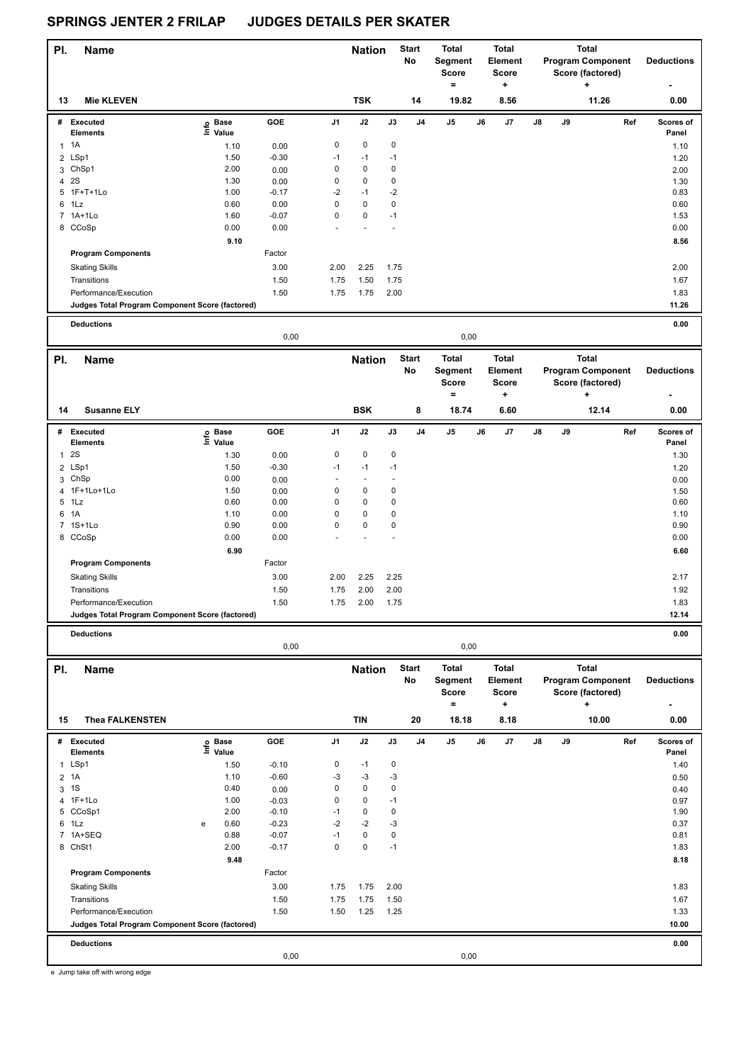# SPRINGS JENTER 2 FRILAP JUDGES DETAILS PER SKATER

| Pl. | Name | Nation | Start No | Total Segment Score = | Total Element Score + | Total Program Component Score (factored) + | Deductions - |
|---|---|---|---|---|---|---|---|
| 13 | Mie KLEVEN | TSK | 14 | 19.82 | 8.56 | 11.26 | 0.00 |

| # | Executed Elements | Info | Base Value | GOE | J1 | J2 | J3 | J4 | J5 | J6 | J7 | J8 | J9 | Ref | Scores of Panel |
|---|---|---|---|---|---|---|---|---|---|---|---|---|---|---|---|
| 1 | 1A | | 1.10 | 0.00 | 0 | 0 | 0 | | | | | | | | 1.10 |
| 2 | LSp1 | | 1.50 | -0.30 | -1 | -1 | -1 | | | | | | | | 1.20 |
| 3 | ChSp1 | | 2.00 | 0.00 | 0 | 0 | 0 | | | | | | | | 2.00 |
| 4 | 2S | | 1.30 | 0.00 | 0 | 0 | 0 | | | | | | | | 1.30 |
| 5 | 1F+T+1Lo | | 1.00 | -0.17 | -2 | -1 | -2 | | | | | | | | 0.83 |
| 6 | 1Lz | | 0.60 | 0.00 | 0 | 0 | 0 | | | | | | | | 0.60 |
| 7 | 1A+1Lo | | 1.60 | -0.07 | 0 | 0 | -1 | | | | | | | | 1.53 |
| 8 | CCoSp | | 0.00 | 0.00 | - | - | - | | | | | | | | 0.00 |
| | | | 9.10 | | | | | | | | | | | | 8.56 |
| | Program Components | | | Factor | | | | | | | | | | | |
| | Skating Skills | | | 3.00 | 2.00 | 2.25 | 1.75 | | | | | | | | 2.00 |
| | Transitions | | | 1.50 | 1.75 | 1.50 | 1.75 | | | | | | | | 1.67 |
| | Performance/Execution | | | 1.50 | 1.75 | 1.75 | 2.00 | | | | | | | | 1.83 |
| | Judges Total Program Component Score (factored) | | | | | | | | | | | | | | 11.26 |
| | Deductions | | | 0,00 | | | | | 0,00 | | | | | | 0.00 |

| Pl. | Name | Nation | Start No | Total Segment Score = | Total Element Score + | Total Program Component Score (factored) + | Deductions - |
|---|---|---|---|---|---|---|---|
| 14 | Susanne ELY | BSK | 8 | 18.74 | 6.60 | 12.14 | 0.00 |

| # | Executed Elements | Info | Base Value | GOE | J1 | J2 | J3 | J4 | J5 | J6 | J7 | J8 | J9 | Ref | Scores of Panel |
|---|---|---|---|---|---|---|---|---|---|---|---|---|---|---|---|
| 1 | 2S | | 1.30 | 0.00 | 0 | 0 | 0 | | | | | | | | 1.30 |
| 2 | LSp1 | | 1.50 | -0.30 | -1 | -1 | -1 | | | | | | | | 1.20 |
| 3 | ChSp | | 0.00 | 0.00 | - | - | - | | | | | | | | 0.00 |
| 4 | 1F+1Lo+1Lo | | 1.50 | 0.00 | 0 | 0 | 0 | | | | | | | | 1.50 |
| 5 | 1Lz | | 0.60 | 0.00 | 0 | 0 | 0 | | | | | | | | 0.60 |
| 6 | 1A | | 1.10 | 0.00 | 0 | 0 | 0 | | | | | | | | 1.10 |
| 7 | 1S+1Lo | | 0.90 | 0.00 | 0 | 0 | 0 | | | | | | | | 0.90 |
| 8 | CCoSp | | 0.00 | 0.00 | - | - | - | | | | | | | | 0.00 |
| | | | 6.90 | | | | | | | | | | | | 6.60 |
| | Program Components | | | Factor | | | | | | | | | | | |
| | Skating Skills | | | 3.00 | 2.00 | 2.25 | 2.25 | | | | | | | | 2.17 |
| | Transitions | | | 1.50 | 1.75 | 2.00 | 2.00 | | | | | | | | 1.92 |
| | Performance/Execution | | | 1.50 | 1.75 | 2.00 | 1.75 | | | | | | | | 1.83 |
| | Judges Total Program Component Score (factored) | | | | | | | | | | | | | | 12.14 |
| | Deductions | | | 0,00 | | | | | 0,00 | | | | | | 0.00 |

| Pl. | Name | Nation | Start No | Total Segment Score = | Total Element Score + | Total Program Component Score (factored) + | Deductions - |
|---|---|---|---|---|---|---|---|
| 15 | Thea FALKENSTEN | TIN | 20 | 18.18 | 8.18 | 10.00 | 0.00 |

| # | Executed Elements | Info | Base Value | GOE | J1 | J2 | J3 | J4 | J5 | J6 | J7 | J8 | J9 | Ref | Scores of Panel |
|---|---|---|---|---|---|---|---|---|---|---|---|---|---|---|---|
| 1 | LSp1 | | 1.50 | -0.10 | 0 | -1 | 0 | | | | | | | | 1.40 |
| 2 | 1A | | 1.10 | -0.60 | -3 | -3 | -3 | | | | | | | | 0.50 |
| 3 | 1S | | 0.40 | 0.00 | 0 | 0 | 0 | | | | | | | | 0.40 |
| 4 | 1F+1Lo | | 1.00 | -0.03 | 0 | 0 | -1 | | | | | | | | 0.97 |
| 5 | CCoSp1 | | 2.00 | -0.10 | -1 | 0 | 0 | | | | | | | | 1.90 |
| 6 | 1Lz | e | 0.60 | -0.23 | -2 | -2 | -3 | | | | | | | | 0.37 |
| 7 | 1A+SEQ | | 0.88 | -0.07 | -1 | 0 | 0 | | | | | | | | 0.81 |
| 8 | ChSt1 | | 2.00 | -0.17 | 0 | 0 | -1 | | | | | | | | 1.83 |
| | | | 9.48 | | | | | | | | | | | | 8.18 |
| | Program Components | | | Factor | | | | | | | | | | | |
| | Skating Skills | | | 3.00 | 1.75 | 1.75 | 2.00 | | | | | | | | 1.83 |
| | Transitions | | | 1.50 | 1.75 | 1.75 | 1.50 | | | | | | | | 1.67 |
| | Performance/Execution | | | 1.50 | 1.50 | 1.25 | 1.25 | | | | | | | | 1.33 |
| | Judges Total Program Component Score (factored) | | | | | | | | | | | | | | 10.00 |
| | Deductions | | | 0,00 | | | | | 0,00 | | | | | | 0.00 |

e Jump take off with wrong edge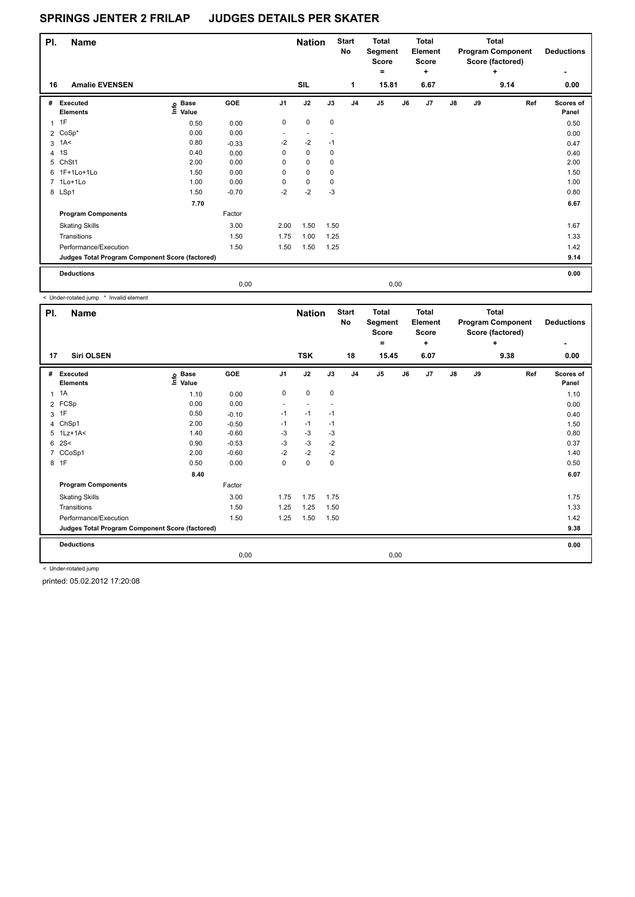# SPRINGS JENTER 2 FRILAP JUDGES DETAILS PER SKATER

| Pl. | Name | Nation | Start No | Total Segment Score = | Total Element Score + | Total Program Component Score (factored) + | Deductions - |
|---|---|---|---|---|---|---|---|
| 16 | Amalie EVENSEN | SIL | 1 | 15.81 | 6.67 | 9.14 | 0.00 |

| # | Executed Elements | Info | Base Value | GOE | J1 | J2 | J3 | J4 | J5 | J6 | J7 | J8 | J9 | Ref | Scores of Panel |
|---|---|---|---|---|---|---|---|---|---|---|---|---|---|---|---|
| 1 | 1F | | 0.50 | 0.00 | 0 | 0 | 0 | | | | | | | | 0.50 |
| 2 | CoSp* | | 0.00 | 0.00 | - | - | - | | | | | | | | 0.00 |
| 3 | 1A< | | 0.80 | -0.33 | -2 | -2 | -1 | | | | | | | | 0.47 |
| 4 | 1S | | 0.40 | 0.00 | 0 | 0 | 0 | | | | | | | | 0.40 |
| 5 | ChSt1 | | 2.00 | 0.00 | 0 | 0 | 0 | | | | | | | | 2.00 |
| 6 | 1F+1Lo+1Lo | | 1.50 | 0.00 | 0 | 0 | 0 | | | | | | | | 1.50 |
| 7 | 1Lo+1Lo | | 1.00 | 0.00 | 0 | 0 | 0 | | | | | | | | 1.00 |
| 8 | LSp1 | | 1.50 | -0.70 | -2 | -2 | -3 | | | | | | | | 0.80 |
| | | | 7.70 | | | | | | | | | | | | 6.67 |
| | **Program Components** | | | Factor | | | | | | | | | | | |
| | Skating Skills | | | 3.00 | 2.00 | 1.50 | 1.50 | | | | | | | | 1.67 |
| | Transitions | | | 1.50 | 1.75 | 1.00 | 1.25 | | | | | | | | 1.33 |
| | Performance/Execution | | | 1.50 | 1.50 | 1.50 | 1.25 | | | | | | | | 1.42 |
| | **Judges Total Program Component Score (factored)** | | | | | | | | | | | | | | 9.14 |
| | **Deductions** | | | | | | | | | | | | | | 0.00 |
| | | | | 0,00 | | | | | 0,00 | | | | | | |

< Under-rotated jump * Invalid element

| Pl. | Name | Nation | Start No | Total Segment Score = | Total Element Score + | Total Program Component Score (factored) + | Deductions - |
|---|---|---|---|---|---|---|---|
| 17 | Siri OLSEN | TSK | 18 | 15.45 | 6.07 | 9.38 | 0.00 |

| # | Executed Elements | Info | Base Value | GOE | J1 | J2 | J3 | J4 | J5 | J6 | J7 | J8 | J9 | Ref | Scores of Panel |
|---|---|---|---|---|---|---|---|---|---|---|---|---|---|---|---|
| 1 | 1A | | 1.10 | 0.00 | 0 | 0 | 0 | | | | | | | | 1.10 |
| 2 | FCSp | | 0.00 | 0.00 | - | - | - | | | | | | | | 0.00 |
| 3 | 1F | | 0.50 | -0.10 | -1 | -1 | -1 | | | | | | | | 0.40 |
| 4 | ChSp1 | | 2.00 | -0.50 | -1 | -1 | -1 | | | | | | | | 1.50 |
| 5 | 1Lz+1A< | | 1.40 | -0.60 | -3 | -3 | -3 | | | | | | | | 0.80 |
| 6 | 2S< | | 0.90 | -0.53 | -3 | -3 | -2 | | | | | | | | 0.37 |
| 7 | CCoSp1 | | 2.00 | -0.60 | -2 | -2 | -2 | | | | | | | | 1.40 |
| 8 | 1F | | 0.50 | 0.00 | 0 | 0 | 0 | | | | | | | | 0.50 |
| | | | 8.40 | | | | | | | | | | | | 6.07 |
| | **Program Components** | | | Factor | | | | | | | | | | | |
| | Skating Skills | | | 3.00 | 1.75 | 1.75 | 1.75 | | | | | | | | 1.75 |
| | Transitions | | | 1.50 | 1.25 | 1.25 | 1.50 | | | | | | | | 1.33 |
| | Performance/Execution | | | 1.50 | 1.25 | 1.50 | 1.50 | | | | | | | | 1.42 |
| | **Judges Total Program Component Score (factored)** | | | | | | | | | | | | | | 9.38 |
| | **Deductions** | | | | | | | | | | | | | | 0.00 |
| | | | | 0,00 | | | | | 0,00 | | | | | | |

< Under-rotated jump

printed: 05.02.2012 17:20:08